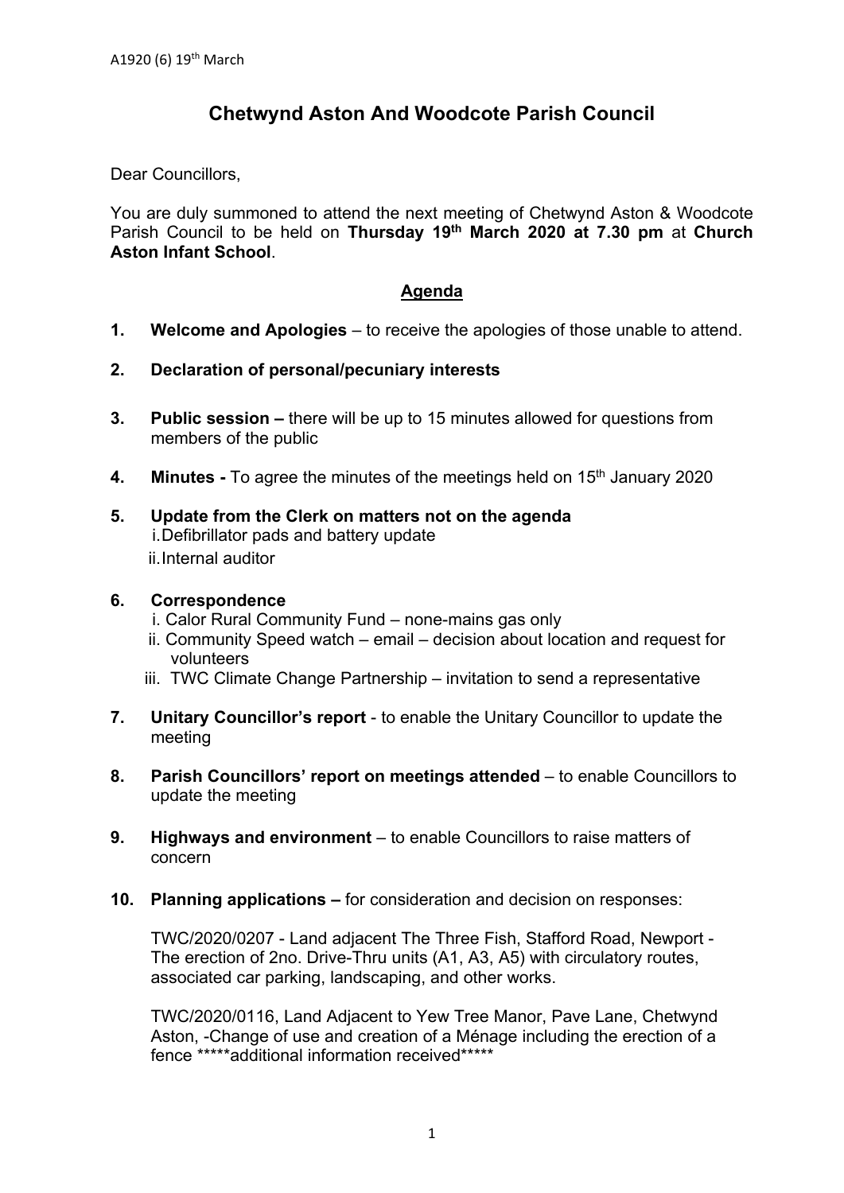A1920 (6) 19th March

# Chetwynd Aston And Woodcote Parish Council

Dear Councillors,

You are duly summoned to attend the next meeting of Chetwynd Aston & Woodcote Parish Council to be held on **Thursday 19th March 2020 at 7.30 pm** at **Church Aston Infant School**.

## Agenda

1. **Welcome and Apologies** – to receive the apologies of those unable to attend.

2. **Declaration of personal/pecuniary interests**

3. **Public session –** there will be up to 15 minutes allowed for questions from members of the public

4. **Minutes -** To agree the minutes of the meetings held on 15th January 2020

5. **Update from the Clerk on matters not on the agenda**
   i. Defibrillator pads and battery update
   ii. Internal auditor

6. **Correspondence**
   i. Calor Rural Community Fund – none-mains gas only
   ii. Community Speed watch – email – decision about location and request for volunteers
   iii. TWC Climate Change Partnership – invitation to send a representative

7. **Unitary Councillor's report** - to enable the Unitary Councillor to update the meeting

8. **Parish Councillors' report on meetings attended** – to enable Councillors to update the meeting

9. **Highways and environment** – to enable Councillors to raise matters of concern

10. **Planning applications –** for consideration and decision on responses:

    TWC/2020/0207 - Land adjacent The Three Fish, Stafford Road, Newport - The erection of 2no. Drive-Thru units (A1, A3, A5) with circulatory routes, associated car parking, landscaping, and other works.

    TWC/2020/0116, Land Adjacent to Yew Tree Manor, Pave Lane, Chetwynd Aston, -Change of use and creation of a Ménage including the erection of a fence *****additional information received*****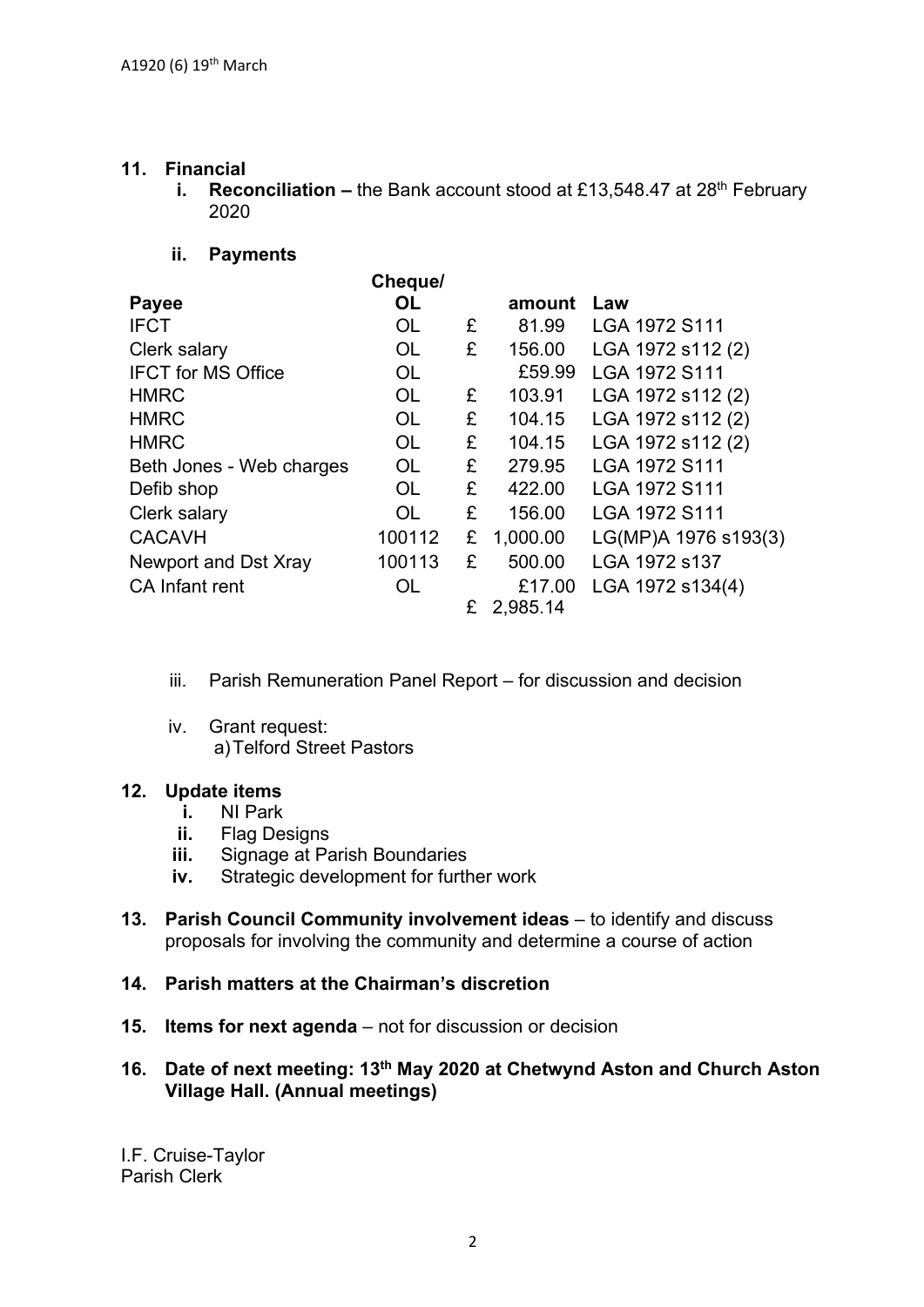A1920 (6) 19th March

## 11. Financial

**i. Reconciliation –** the Bank account stood at £13,548.47 at 28th February 2020

**ii. Payments**

| Payee | Cheque/ OL | | amount | Law |
|---|---|---|---|---|
| IFCT | OL | £ | 81.99 | LGA 1972 S111 |
| Clerk salary | OL | £ | 156.00 | LGA 1972 s112 (2) |
| IFCT for MS Office | OL | | £59.99 | LGA 1972 S111 |
| HMRC | OL | £ | 103.91 | LGA 1972 s112 (2) |
| HMRC | OL | £ | 104.15 | LGA 1972 s112 (2) |
| HMRC | OL | £ | 104.15 | LGA 1972 s112 (2) |
| Beth Jones - Web charges | OL | £ | 279.95 | LGA 1972 S111 |
| Defib shop | OL | £ | 422.00 | LGA 1972 S111 |
| Clerk salary | OL | £ | 156.00 | LGA 1972 S111 |
| CACAVH | 100112 | £ | 1,000.00 | LG(MP)A 1976 s193(3) |
| Newport and Dst Xray | 100113 | £ | 500.00 | LGA 1972 s137 |
| CA Infant rent | OL | | £17.00 | LGA 1972 s134(4) |
| | | £ | 2,985.14 | |

iii. Parish Remuneration Panel Report – for discussion and decision

iv. Grant request:
   a) Telford Street Pastors

## 12. Update items

**i.** NI Park
**ii.** Flag Designs
**iii.** Signage at Parish Boundaries
**iv.** Strategic development for further work

**13. Parish Council Community involvement ideas** – to identify and discuss proposals for involving the community and determine a course of action

**14. Parish matters at the Chairman's discretion**

**15. Items for next agenda** – not for discussion or decision

**16. Date of next meeting: 13th May 2020 at Chetwynd Aston and Church Aston Village Hall. (Annual meetings)**

I.F. Cruise-Taylor
Parish Clerk